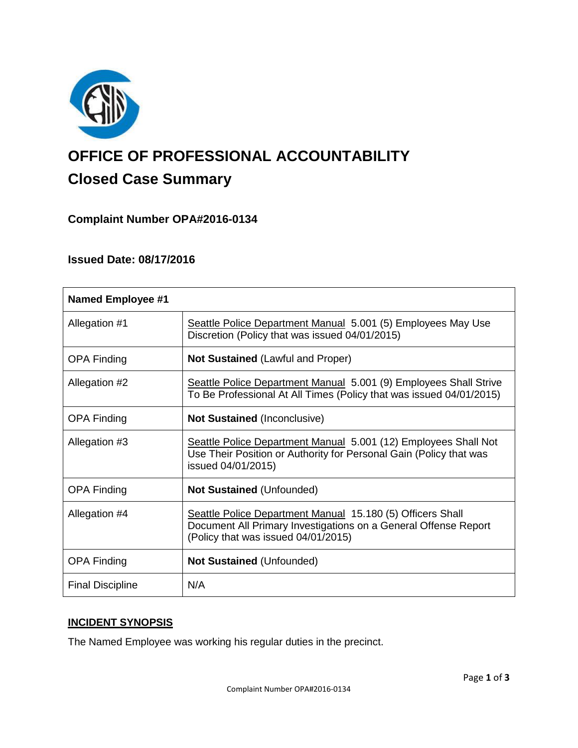# OFFICE OF PROFESSIONAL ACCOUNTABILITY

## Closed Case Summary

### Complaint Number OPA#2016-0134

### Issued Date: 08/17/2016

| Named Employee #1 | |
|---|---|
| Allegation #1 | Seattle Police Department Manual 5.001 (5) Employees May Use Discretion (Policy that was issued 04/01/2015) |
| OPA Finding | **Not Sustained** (Lawful and Proper) |
| Allegation #2 | Seattle Police Department Manual 5.001 (9) Employees Shall Strive To Be Professional At All Times (Policy that was issued 04/01/2015) |
| OPA Finding | **Not Sustained** (Inconclusive) |
| Allegation #3 | Seattle Police Department Manual 5.001 (12) Employees Shall Not Use Their Position or Authority for Personal Gain (Policy that was issued 04/01/2015) |
| OPA Finding | **Not Sustained** (Unfounded) |
| Allegation #4 | Seattle Police Department Manual 15.180 (5) Officers Shall Document All Primary Investigations on a General Offense Report (Policy that was issued 04/01/2015) |
| OPA Finding | **Not Sustained** (Unfounded) |
| Final Discipline | N/A |

**INCIDENT SYNOPSIS**

The Named Employee was working his regular duties in the precinct.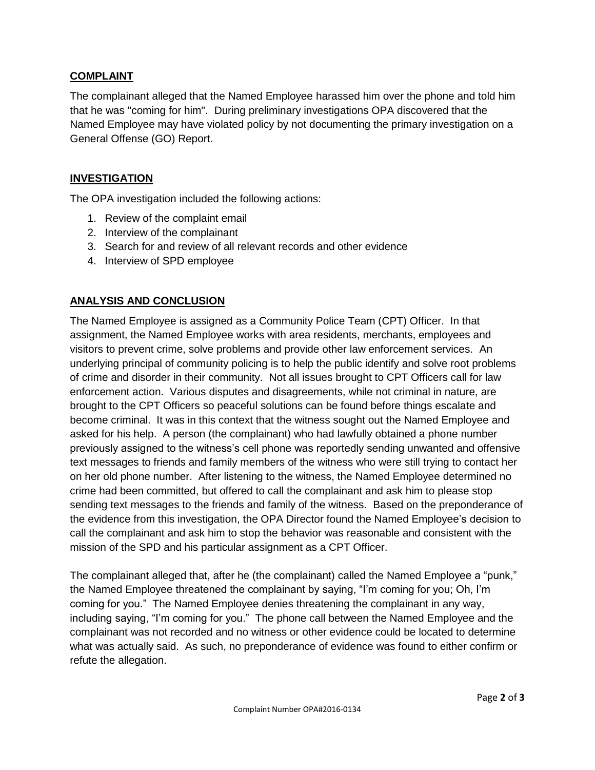## COMPLAINT

The complainant alleged that the Named Employee harassed him over the phone and told him that he was "coming for him". During preliminary investigations OPA discovered that the Named Employee may have violated policy by not documenting the primary investigation on a General Offense (GO) Report.

## INVESTIGATION

The OPA investigation included the following actions:

1. Review of the complaint email
2. Interview of the complainant
3. Search for and review of all relevant records and other evidence
4. Interview of SPD employee

## ANALYSIS AND CONCLUSION

The Named Employee is assigned as a Community Police Team (CPT) Officer. In that assignment, the Named Employee works with area residents, merchants, employees and visitors to prevent crime, solve problems and provide other law enforcement services. An underlying principal of community policing is to help the public identify and solve root problems of crime and disorder in their community. Not all issues brought to CPT Officers call for law enforcement action. Various disputes and disagreements, while not criminal in nature, are brought to the CPT Officers so peaceful solutions can be found before things escalate and become criminal. It was in this context that the witness sought out the Named Employee and asked for his help. A person (the complainant) who had lawfully obtained a phone number previously assigned to the witness's cell phone was reportedly sending unwanted and offensive text messages to friends and family members of the witness who were still trying to contact her on her old phone number. After listening to the witness, the Named Employee determined no crime had been committed, but offered to call the complainant and ask him to please stop sending text messages to the friends and family of the witness. Based on the preponderance of the evidence from this investigation, the OPA Director found the Named Employee's decision to call the complainant and ask him to stop the behavior was reasonable and consistent with the mission of the SPD and his particular assignment as a CPT Officer.

The complainant alleged that, after he (the complainant) called the Named Employee a "punk," the Named Employee threatened the complainant by saying, "I'm coming for you; Oh, I'm coming for you." The Named Employee denies threatening the complainant in any way, including saying, "I'm coming for you." The phone call between the Named Employee and the complainant was not recorded and no witness or other evidence could be located to determine what was actually said. As such, no preponderance of evidence was found to either confirm or refute the allegation.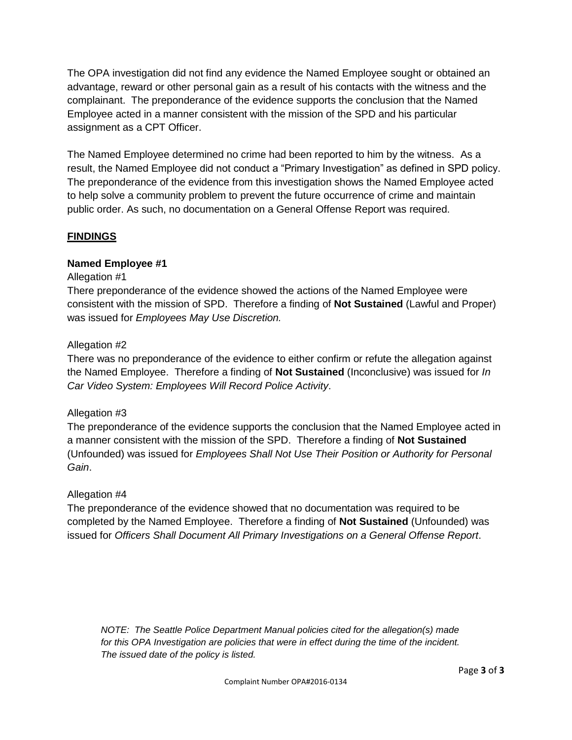The OPA investigation did not find any evidence the Named Employee sought or obtained an advantage, reward or other personal gain as a result of his contacts with the witness and the complainant. The preponderance of the evidence supports the conclusion that the Named Employee acted in a manner consistent with the mission of the SPD and his particular assignment as a CPT Officer.

The Named Employee determined no crime had been reported to him by the witness. As a result, the Named Employee did not conduct a "Primary Investigation" as defined in SPD policy. The preponderance of the evidence from this investigation shows the Named Employee acted to help solve a community problem to prevent the future occurrence of crime and maintain public order. As such, no documentation on a General Offense Report was required.

## FINDINGS

**Named Employee #1**

Allegation #1
There preponderance of the evidence showed the actions of the Named Employee were consistent with the mission of SPD. Therefore a finding of **Not Sustained** (Lawful and Proper) was issued for *Employees May Use Discretion.*

Allegation #2
There was no preponderance of the evidence to either confirm or refute the allegation against the Named Employee. Therefore a finding of **Not Sustained** (Inconclusive) was issued for *In Car Video System: Employees Will Record Police Activity*.

Allegation #3
The preponderance of the evidence supports the conclusion that the Named Employee acted in a manner consistent with the mission of the SPD. Therefore a finding of **Not Sustained** (Unfounded) was issued for *Employees Shall Not Use Their Position or Authority for Personal Gain*.

Allegation #4
The preponderance of the evidence showed that no documentation was required to be completed by the Named Employee. Therefore a finding of **Not Sustained** (Unfounded) was issued for *Officers Shall Document All Primary Investigations on a General Offense Report*.

*NOTE: The Seattle Police Department Manual policies cited for the allegation(s) made for this OPA Investigation are policies that were in effect during the time of the incident. The issued date of the policy is listed.*

Complaint Number OPA#2016-0134